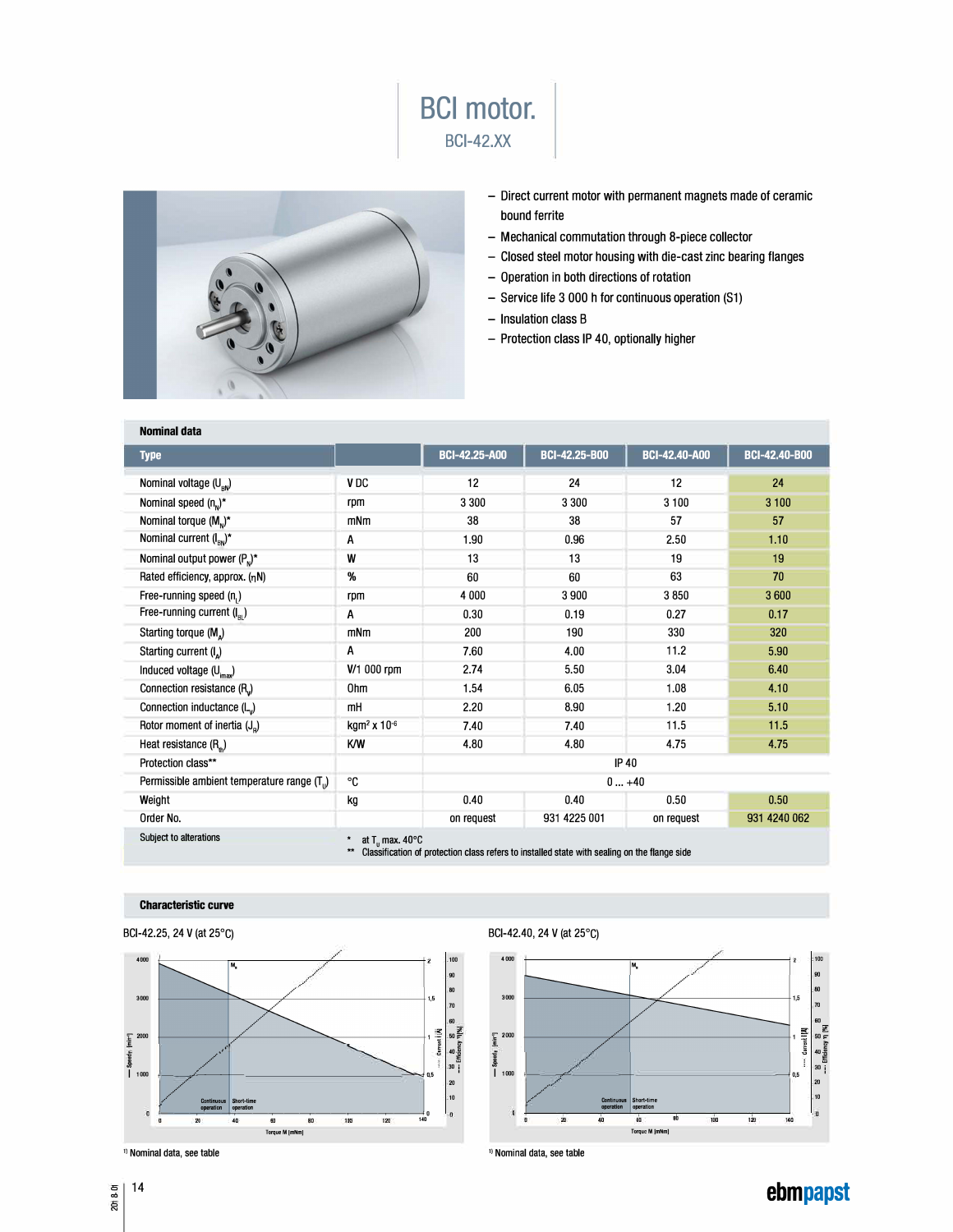# BCI motor.

BCI-42.XX

- Direct current motor with permanent magnets made of ceramic bound ferrite
- Mechanical commutation through 8-piece collector
- Closed steel motor housing with die-cast zinc bearing flanges
- Operation in both directions of rotation
- Service life 3 000 h for continuous operation (S1)
- Insulation class B
- Protection class IP 40, optionally higher

## Nominal data

| Type | | BCI-42.25-A00 | BCI-42.25-B00 | BCI-42.40-A00 | BCI-42.40-B00 |
|---|---|---|---|---|---|
| Nominal voltage ($U_{BN}$) | V DC | 12 | 24 | 12 | 24 |
| Nominal speed ($n_N$)* | rpm | 3 300 | 3 300 | 3 100 | 3 100 |
| Nominal torque ($M_N$)* | mNm | 38 | 38 | 57 | 57 |
| Nominal current ($I_{BN}$)* | A | 1.90 | 0.96 | 2.50 | 1.10 |
| Nominal output power ($P_N$)* | W | 13 | 13 | 19 | 19 |
| Rated efficiency, approx. ($\eta$N) | % | 60 | 60 | 63 | 70 |
| Free-running speed ($n_L$) | rpm | 4 000 | 3 900 | 3 850 | 3 600 |
| Free-running current ($I_{BL}$) | A | 0.30 | 0.19 | 0.27 | 0.17 |
| Starting torque ($M_A$) | mNm | 200 | 190 | 330 | 320 |
| Starting current ($I_A$) | A | 7.60 | 4.00 | 11.2 | 5.90 |
| Induced voltage ($U_{imax}$) | V/1 000 rpm | 2.74 | 5.50 | 3.04 | 6.40 |
| Connection resistance ($R_V$) | Ohm | 1.54 | 6.05 | 1.08 | 4.10 |
| Connection inductance ($L_V$) | mH | 2.20 | 8.90 | 1.20 | 5.10 |
| Rotor moment of inertia ($J_R$) | kgm² x $10^{-6}$ | 7.40 | 7.40 | 11.5 | 11.5 |
| Heat resistance ($R_{th}$) | K/W | 4.80 | 4.80 | 4.75 | 4.75 |
| Protection class** | | IP 40 | | | |
| Permissible ambient temperature range ($T_U$) | °C | 0 ... +40 | | | |
| Weight | kg | 0.40 | 0.40 | 0.50 | 0.50 |
| Order No. | | on request | 931 4225 001 | on request | 931 4240 062 |

Subject to alterations

\* at $T_U$ max. 40°C

\*\* Classification of protection class refers to installed state with sealing on the flange side

## Characteristic curve

BCI-42.25, 24 V (at 25°C)

[1] Nominal data, see table

BCI-42.40, 24 V (at 25°C)

[1] Nominal data, see table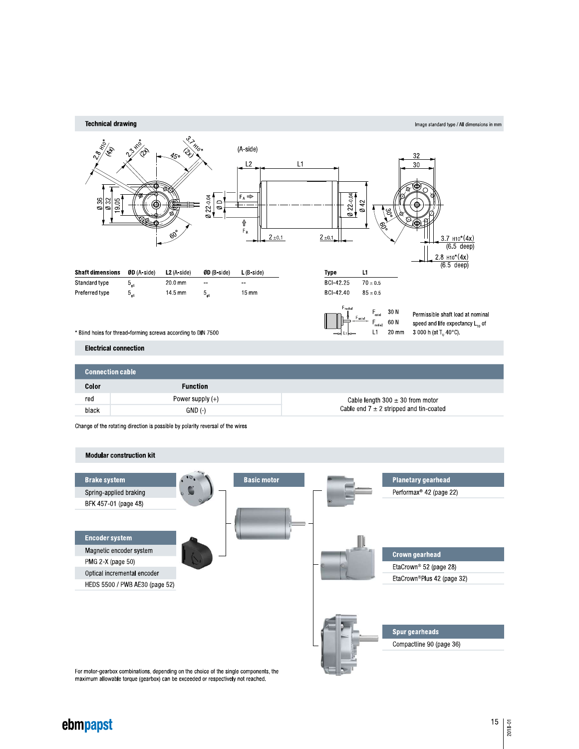## Technical drawing

Image standard type / All dimensions in mm

(A-side)

L2 L1

32
30

2.8 H10* (4x)
2.3 H10* (2x)
3.7 H10* (2x)
45°
60°
Ø 36
Ø 32
19.05
Ø 22-0.04
Ø D
$F_A$
$F_R$
2 ±0.1
2 ±0.1
Ø 22-0.04
Ø 42
30°
60°
3.7 H10*(4x) (6.5 deep)
2.8 H10*(4x) (6.5 deep)

| Shaft dimensions | ØD (A-side) | L2 (A-side) | ØD (B-side) | L (B-side) |
|---|---|---|---|---|
| Standard type | $5_{g5}$ | 20.0 mm | -- | -- |
| Preferred type | $5_{g5}$ | 14.5 mm | $5_{g5}$ | 15 mm |

| Type | L1 |
|---|---|
| BCI-42.25 | 70 ± 0.5 |
| BCI-42.40 | 85 ± 0.5 |

| | | |
|---|---|---|
| $F_{axial}$ | 30 N | Permissible shaft load at nominal speed and life expectancy $L_{10}$ of 3 000 h (at $T_U$ 40°C). |
| $F_{radial}$ | 60 N | |
| L1 | 20 mm | |

\* Blind holes for thread-forming screws according to DIN 7500

## Electrical connection

### Connection cable

| Color | Function | |
|---|---|---|
| red | Power supply (+) | Cable length 300 ± 30 from motor<br>Cable end 7 ± 2 stripped and tin-coated |
| black | GND (-) | |

Change of the rotating direction is possible by polarity reversal of the wires

## Modular construction kit

**Brake system**
- Spring-applied braking
- BFK 457-01 (page 48)

**Encoder system**
- Magnetic encoder system
- PMG 2-X (page 50)
- Optical incremental encoder
- HEDS 5500 / PWB AE30 (page 52)

**Basic motor**

**Planetary gearhead**
- Performax® 42 (page 22)

**Crown gearhead**
- EtaCrown® 52 (page 28)
- EtaCrown®Plus 42 (page 32)

**Spur gearheads**
- Compactline 90 (page 36)

For motor-gearbox combinations, depending on the choice of the single components, the maximum allowable torque (gearbox) can be exceeded or respectively not reached.